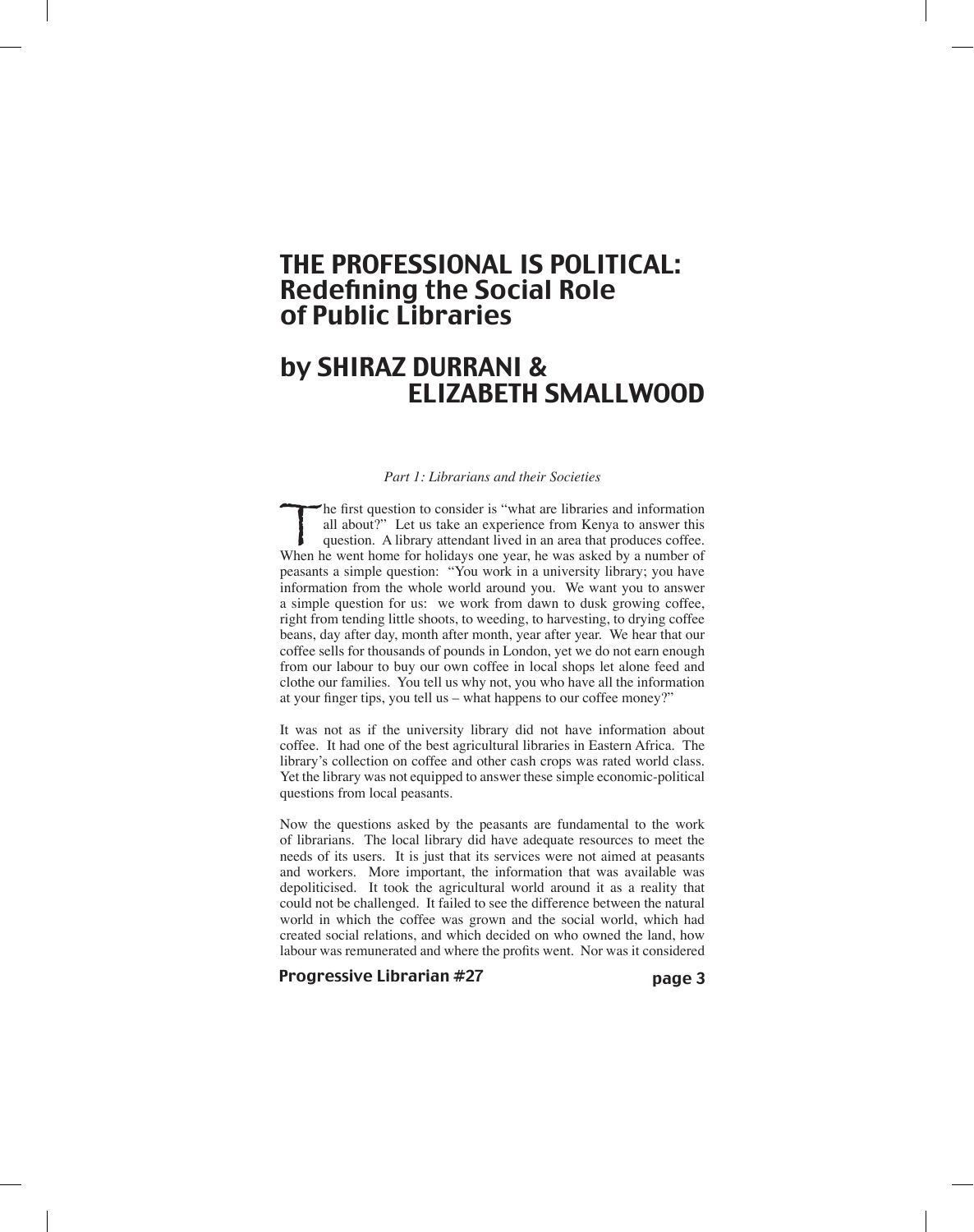# THE PROFESSIONAL IS POLITICAL: Redefining the Social Role of Public Libraries

## by SHIRAZ DURRANI & ELIZABETH SMALLWOOD

*Part 1: Librarians and their Societies*

The first question to consider is "what are libraries and information all about?" Let us take an experience from Kenya to answer this question. A library attendant lived in an area that produces coffee. When he went home for holidays one year, he was asked by a number of peasants a simple question: "You work in a university library; you have information from the whole world around you. We want you to answer a simple question for us: we work from dawn to dusk growing coffee, right from tending little shoots, to weeding, to harvesting, to drying coffee beans, day after day, month after month, year after year. We hear that our coffee sells for thousands of pounds in London, yet we do not earn enough from our labour to buy our own coffee in local shops let alone feed and clothe our families. You tell us why not, you who have all the information at your finger tips, you tell us – what happens to our coffee money?"

It was not as if the university library did not have information about coffee. It had one of the best agricultural libraries in Eastern Africa. The library's collection on coffee and other cash crops was rated world class. Yet the library was not equipped to answer these simple economic-political questions from local peasants.

Now the questions asked by the peasants are fundamental to the work of librarians. The local library did have adequate resources to meet the needs of its users. It is just that its services were not aimed at peasants and workers. More important, the information that was available was depoliticised. It took the agricultural world around it as a reality that could not be challenged. It failed to see the difference between the natural world in which the coffee was grown and the social world, which had created social relations, and which decided on who owned the land, how labour was remunerated and where the profits went. Nor was it considered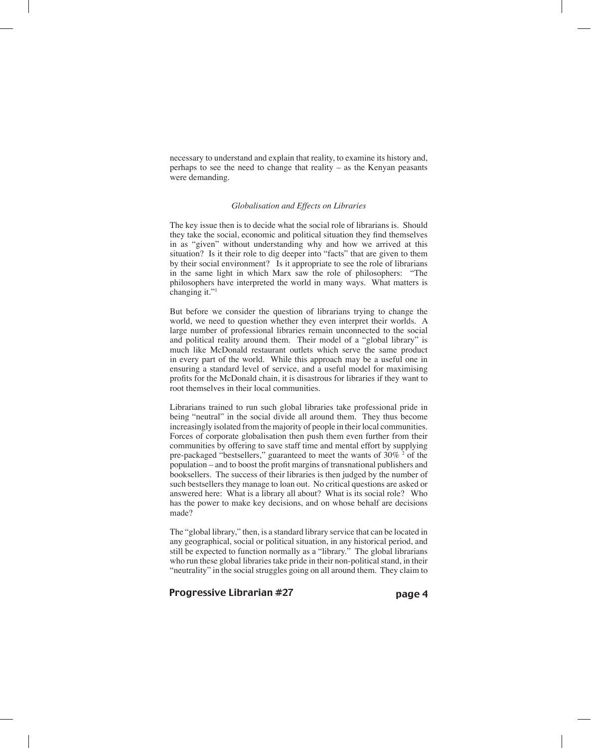necessary to understand and explain that reality, to examine its history and, perhaps to see the need to change that reality – as the Kenyan peasants were demanding.

*Globalisation and Effects on Libraries*

The key issue then is to decide what the social role of librarians is. Should they take the social, economic and political situation they find themselves in as "given" without understanding why and how we arrived at this situation? Is it their role to dig deeper into "facts" that are given to them by their social environment? Is it appropriate to see the role of librarians in the same light in which Marx saw the role of philosophers: "The philosophers have interpreted the world in many ways. What matters is changing it."[1]

But before we consider the question of librarians trying to change the world, we need to question whether they even interpret their worlds. A large number of professional libraries remain unconnected to the social and political reality around them. Their model of a "global library" is much like McDonald restaurant outlets which serve the same product in every part of the world. While this approach may be a useful one in ensuring a standard level of service, and a useful model for maximising profits for the McDonald chain, it is disastrous for libraries if they want to root themselves in their local communities.

Librarians trained to run such global libraries take professional pride in being "neutral" in the social divide all around them. They thus become increasingly isolated from the majority of people in their local communities. Forces of corporate globalisation then push them even further from their communities by offering to save staff time and mental effort by supplying pre-packaged "bestsellers," guaranteed to meet the wants of 30% [2] of the population – and to boost the profit margins of transnational publishers and booksellers. The success of their libraries is then judged by the number of such bestsellers they manage to loan out. No critical questions are asked or answered here: What is a library all about? What is its social role? Who has the power to make key decisions, and on whose behalf are decisions made?

The "global library," then, is a standard library service that can be located in any geographical, social or political situation, in any historical period, and still be expected to function normally as a "library." The global librarians who run these global libraries take pride in their non-political stand, in their "neutrality" in the social struggles going on all around them. They claim to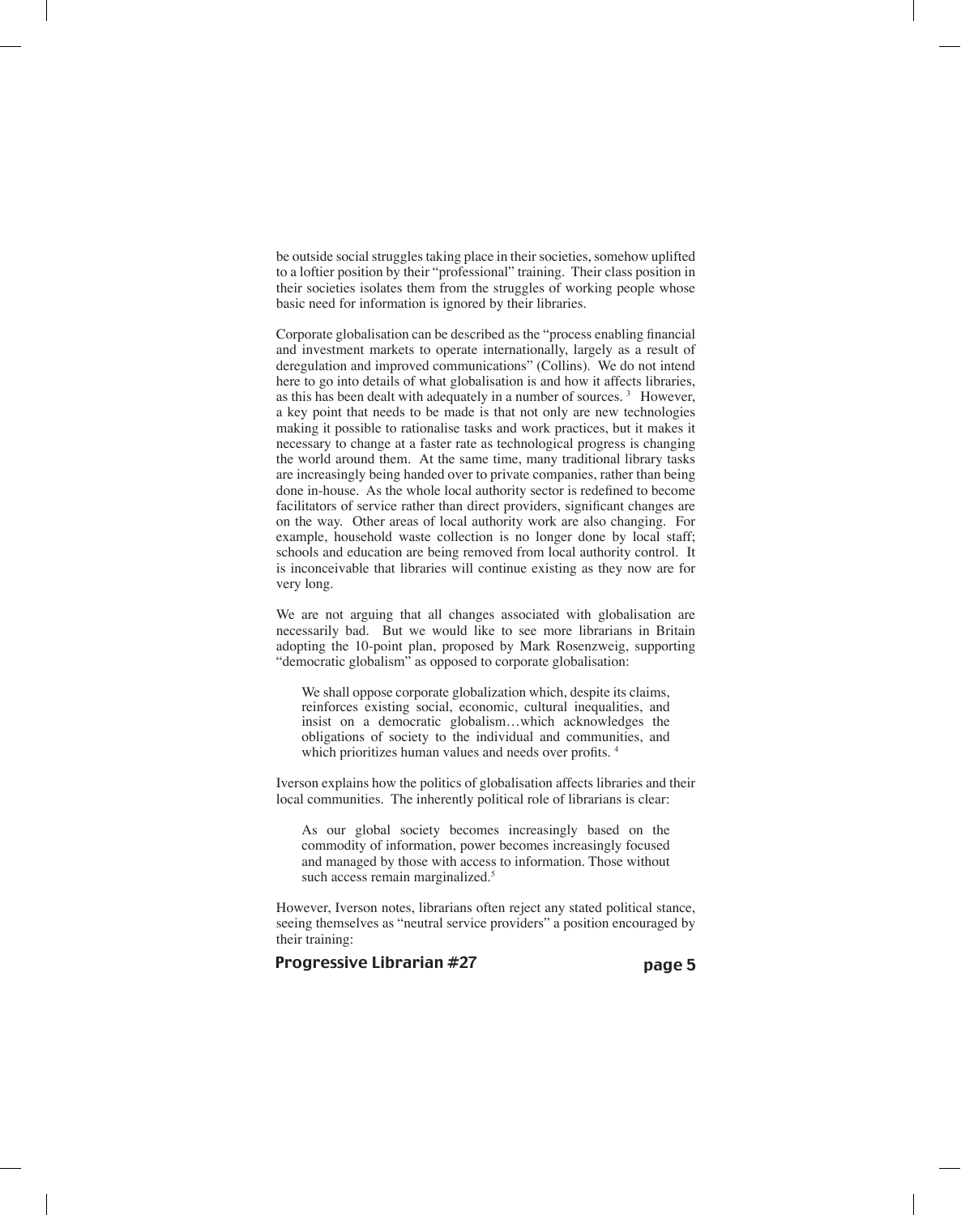be outside social struggles taking place in their societies, somehow uplifted to a loftier position by their "professional" training. Their class position in their societies isolates them from the struggles of working people whose basic need for information is ignored by their libraries.

Corporate globalisation can be described as the "process enabling financial and investment markets to operate internationally, largely as a result of deregulation and improved communications" (Collins). We do not intend here to go into details of what globalisation is and how it affects libraries, as this has been dealt with adequately in a number of sources. [3] However, a key point that needs to be made is that not only are new technologies making it possible to rationalise tasks and work practices, but it makes it necessary to change at a faster rate as technological progress is changing the world around them. At the same time, many traditional library tasks are increasingly being handed over to private companies, rather than being done in-house. As the whole local authority sector is redefined to become facilitators of service rather than direct providers, significant changes are on the way. Other areas of local authority work are also changing. For example, household waste collection is no longer done by local staff; schools and education are being removed from local authority control. It is inconceivable that libraries will continue existing as they now are for very long.

We are not arguing that all changes associated with globalisation are necessarily bad. But we would like to see more librarians in Britain adopting the 10-point plan, proposed by Mark Rosenzweig, supporting "democratic globalism" as opposed to corporate globalisation:

> We shall oppose corporate globalization which, despite its claims, reinforces existing social, economic, cultural inequalities, and insist on a democratic globalism…which acknowledges the obligations of society to the individual and communities, and which prioritizes human values and needs over profits. [4]

Iverson explains how the politics of globalisation affects libraries and their local communities. The inherently political role of librarians is clear:

> As our global society becomes increasingly based on the commodity of information, power becomes increasingly focused and managed by those with access to information. Those without such access remain marginalized.[5]

However, Iverson notes, librarians often reject any stated political stance, seeing themselves as "neutral service providers" a position encouraged by their training: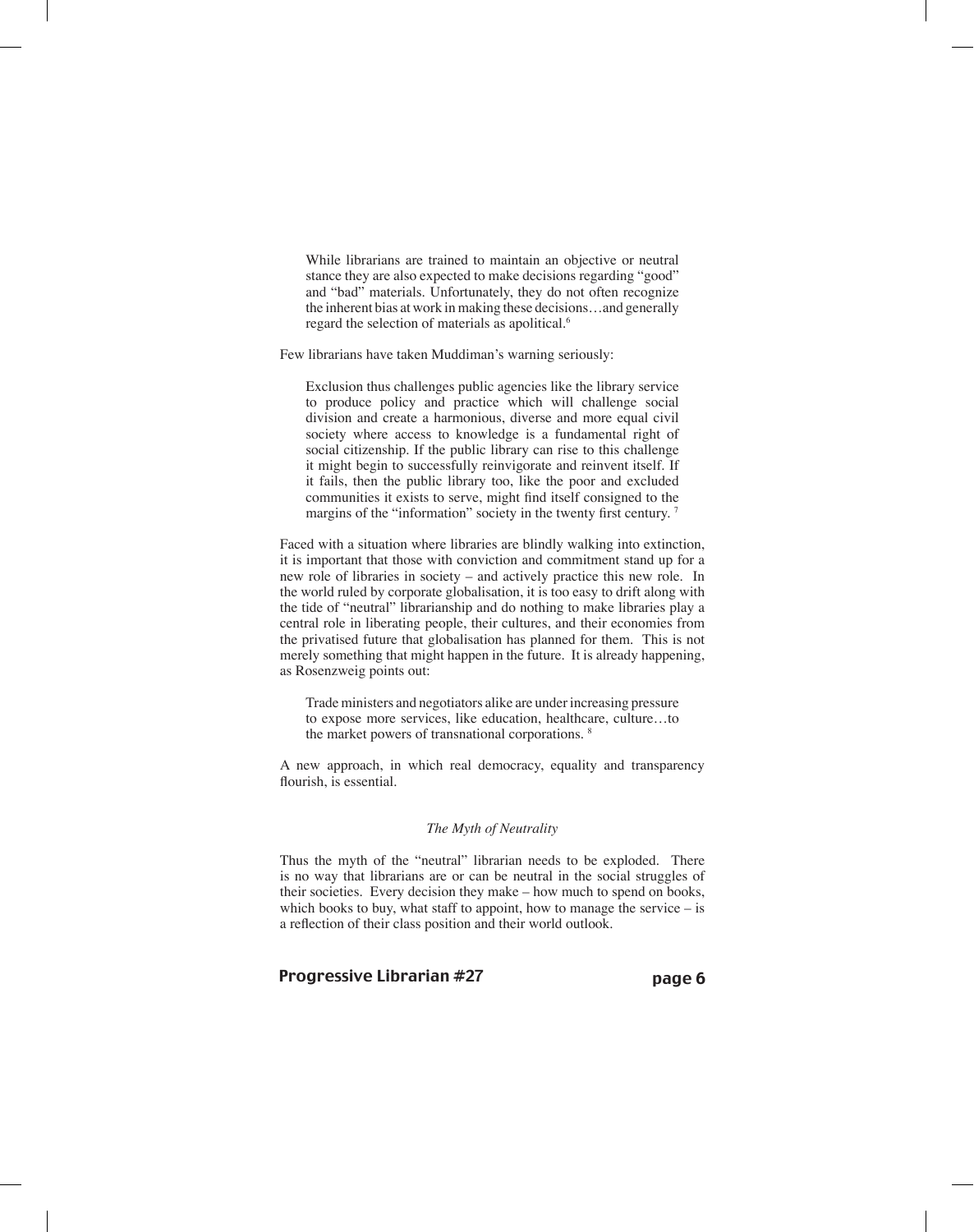> While librarians are trained to maintain an objective or neutral stance they are also expected to make decisions regarding "good" and "bad" materials. Unfortunately, they do not often recognize the inherent bias at work in making these decisions…and generally regard the selection of materials as apolitical.[6]

Few librarians have taken Muddiman's warning seriously:

> Exclusion thus challenges public agencies like the library service to produce policy and practice which will challenge social division and create a harmonious, diverse and more equal civil society where access to knowledge is a fundamental right of social citizenship. If the public library can rise to this challenge it might begin to successfully reinvigorate and reinvent itself. If it fails, then the public library too, like the poor and excluded communities it exists to serve, might find itself consigned to the margins of the "information" society in the twenty first century.[7]

Faced with a situation where libraries are blindly walking into extinction, it is important that those with conviction and commitment stand up for a new role of libraries in society – and actively practice this new role. In the world ruled by corporate globalisation, it is too easy to drift along with the tide of "neutral" librarianship and do nothing to make libraries play a central role in liberating people, their cultures, and their economies from the privatised future that globalisation has planned for them. This is not merely something that might happen in the future. It is already happening, as Rosenzweig points out:

> Trade ministers and negotiators alike are under increasing pressure to expose more services, like education, healthcare, culture…to the market powers of transnational corporations.[8]

A new approach, in which real democracy, equality and transparency flourish, is essential.

### *The Myth of Neutrality*

Thus the myth of the "neutral" librarian needs to be exploded. There is no way that librarians are or can be neutral in the social struggles of their societies. Every decision they make – how much to spend on books, which books to buy, what staff to appoint, how to manage the service – is a reflection of their class position and their world outlook.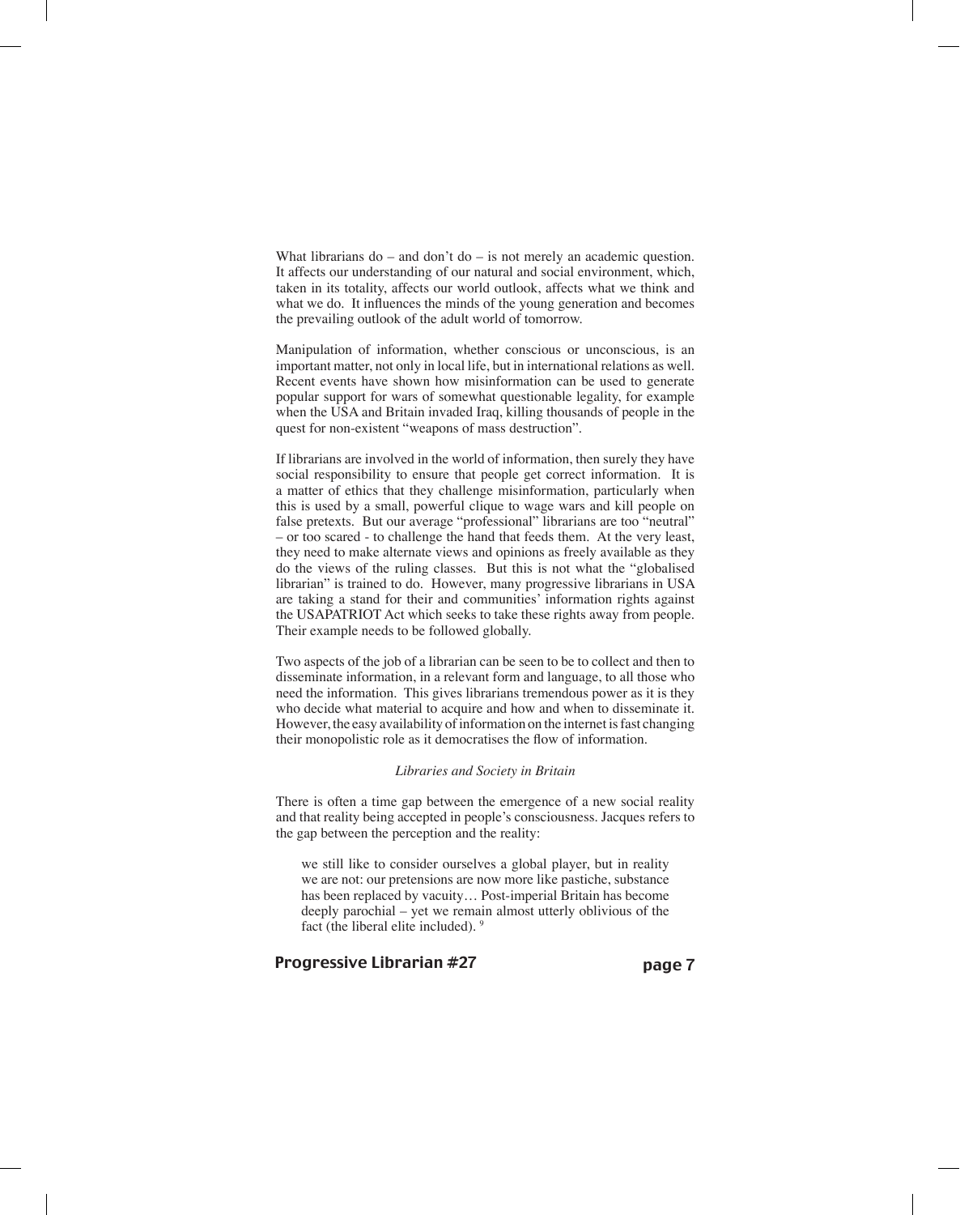What librarians do – and don't do – is not merely an academic question. It affects our understanding of our natural and social environment, which, taken in its totality, affects our world outlook, affects what we think and what we do. It influences the minds of the young generation and becomes the prevailing outlook of the adult world of tomorrow.

Manipulation of information, whether conscious or unconscious, is an important matter, not only in local life, but in international relations as well. Recent events have shown how misinformation can be used to generate popular support for wars of somewhat questionable legality, for example when the USA and Britain invaded Iraq, killing thousands of people in the quest for non-existent "weapons of mass destruction".

If librarians are involved in the world of information, then surely they have social responsibility to ensure that people get correct information. It is a matter of ethics that they challenge misinformation, particularly when this is used by a small, powerful clique to wage wars and kill people on false pretexts. But our average "professional" librarians are too "neutral" – or too scared - to challenge the hand that feeds them. At the very least, they need to make alternate views and opinions as freely available as they do the views of the ruling classes. But this is not what the "globalised librarian" is trained to do. However, many progressive librarians in USA are taking a stand for their and communities' information rights against the USAPATRIOT Act which seeks to take these rights away from people. Their example needs to be followed globally.

Two aspects of the job of a librarian can be seen to be to collect and then to disseminate information, in a relevant form and language, to all those who need the information. This gives librarians tremendous power as it is they who decide what material to acquire and how and when to disseminate it. However, the easy availability of information on the internet is fast changing their monopolistic role as it democratises the flow of information.

### *Libraries and Society in Britain*

There is often a time gap between the emergence of a new social reality and that reality being accepted in people's consciousness. Jacques refers to the gap between the perception and the reality:

> we still like to consider ourselves a global player, but in reality we are not: our pretensions are now more like pastiche, substance has been replaced by vacuity… Post-imperial Britain has become deeply parochial – yet we remain almost utterly oblivious of the fact (the liberal elite included). [9]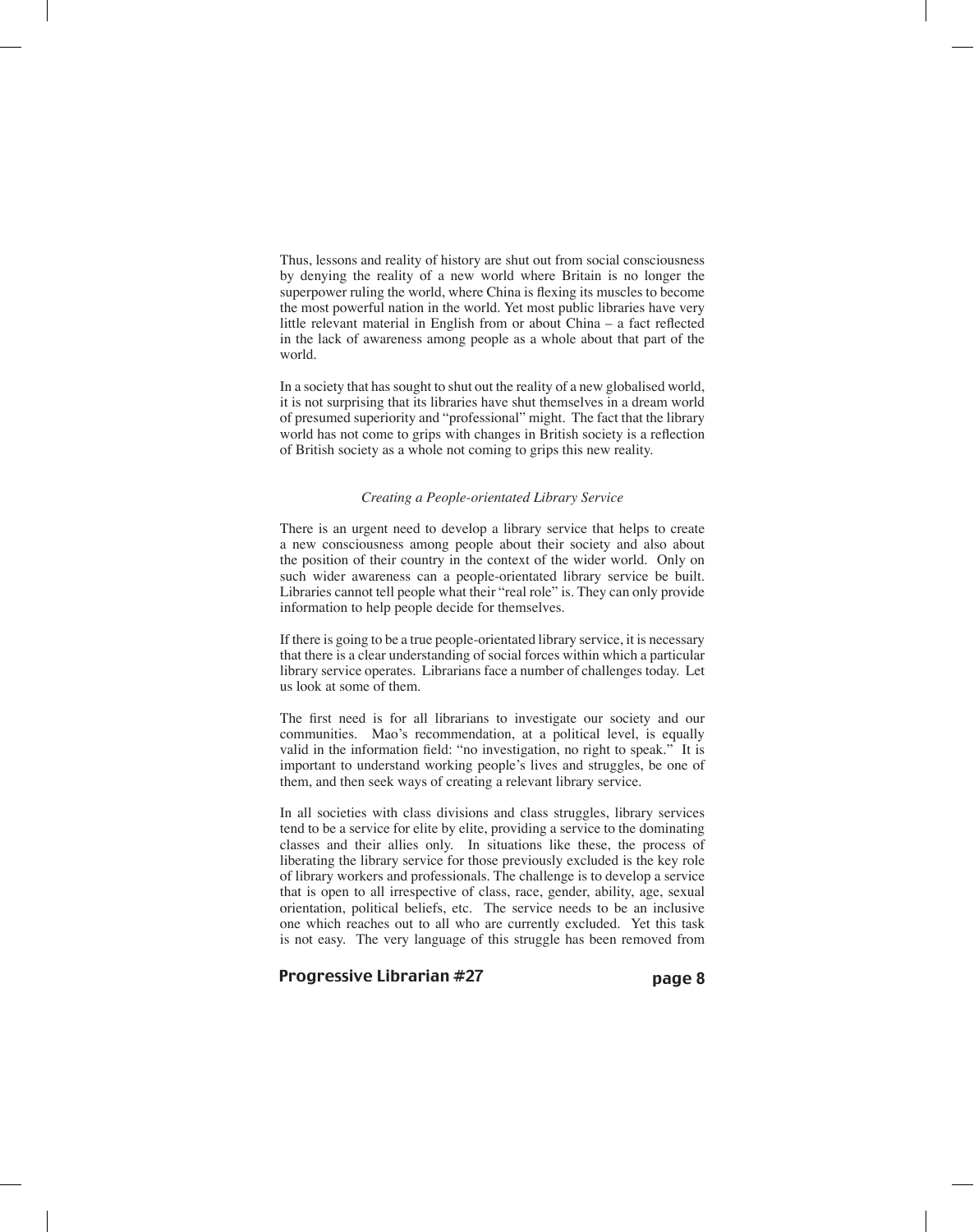Thus, lessons and reality of history are shut out from social consciousness by denying the reality of a new world where Britain is no longer the superpower ruling the world, where China is flexing its muscles to become the most powerful nation in the world. Yet most public libraries have very little relevant material in English from or about China – a fact reflected in the lack of awareness among people as a whole about that part of the world.

In a society that has sought to shut out the reality of a new globalised world, it is not surprising that its libraries have shut themselves in a dream world of presumed superiority and "professional" might. The fact that the library world has not come to grips with changes in British society is a reflection of British society as a whole not coming to grips this new reality.

*Creating a People-orientated Library Service*

There is an urgent need to develop a library service that helps to create a new consciousness among people about their society and also about the position of their country in the context of the wider world. Only on such wider awareness can a people-orientated library service be built. Libraries cannot tell people what their "real role" is. They can only provide information to help people decide for themselves.

If there is going to be a true people-orientated library service, it is necessary that there is a clear understanding of social forces within which a particular library service operates. Librarians face a number of challenges today. Let us look at some of them.

The first need is for all librarians to investigate our society and our communities. Mao's recommendation, at a political level, is equally valid in the information field: "no investigation, no right to speak." It is important to understand working people's lives and struggles, be one of them, and then seek ways of creating a relevant library service.

In all societies with class divisions and class struggles, library services tend to be a service for elite by elite, providing a service to the dominating classes and their allies only. In situations like these, the process of liberating the library service for those previously excluded is the key role of library workers and professionals. The challenge is to develop a service that is open to all irrespective of class, race, gender, ability, age, sexual orientation, political beliefs, etc. The service needs to be an inclusive one which reaches out to all who are currently excluded. Yet this task is not easy. The very language of this struggle has been removed from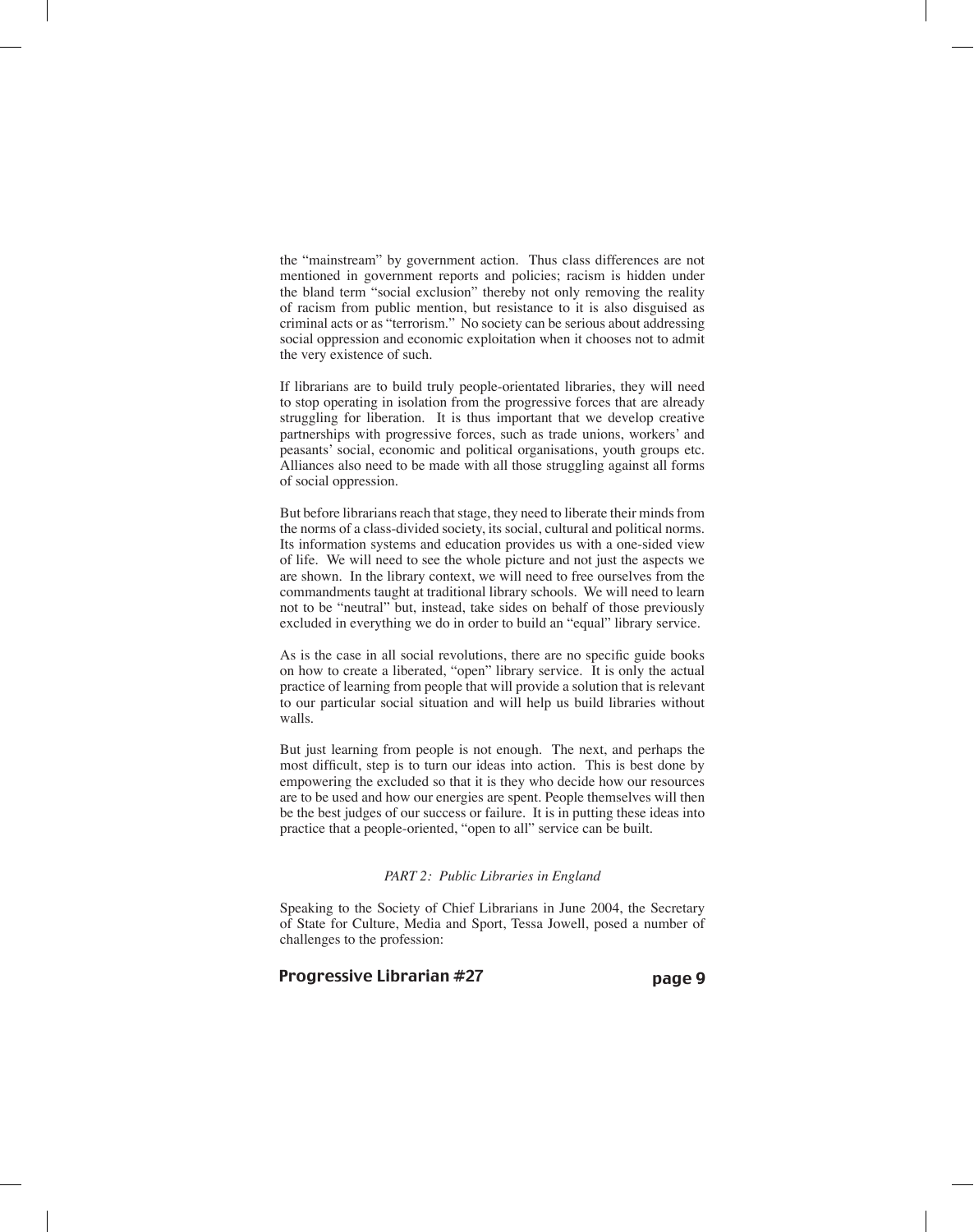the "mainstream" by government action. Thus class differences are not mentioned in government reports and policies; racism is hidden under the bland term "social exclusion" thereby not only removing the reality of racism from public mention, but resistance to it is also disguised as criminal acts or as "terrorism." No society can be serious about addressing social oppression and economic exploitation when it chooses not to admit the very existence of such.

If librarians are to build truly people-orientated libraries, they will need to stop operating in isolation from the progressive forces that are already struggling for liberation. It is thus important that we develop creative partnerships with progressive forces, such as trade unions, workers' and peasants' social, economic and political organisations, youth groups etc. Alliances also need to be made with all those struggling against all forms of social oppression.

But before librarians reach that stage, they need to liberate their minds from the norms of a class-divided society, its social, cultural and political norms. Its information systems and education provides us with a one-sided view of life. We will need to see the whole picture and not just the aspects we are shown. In the library context, we will need to free ourselves from the commandments taught at traditional library schools. We will need to learn not to be "neutral" but, instead, take sides on behalf of those previously excluded in everything we do in order to build an "equal" library service.

As is the case in all social revolutions, there are no specific guide books on how to create a liberated, "open" library service. It is only the actual practice of learning from people that will provide a solution that is relevant to our particular social situation and will help us build libraries without walls.

But just learning from people is not enough. The next, and perhaps the most difficult, step is to turn our ideas into action. This is best done by empowering the excluded so that it is they who decide how our resources are to be used and how our energies are spent. People themselves will then be the best judges of our success or failure. It is in putting these ideas into practice that a people-oriented, "open to all" service can be built.

## *PART 2: Public Libraries in England*

Speaking to the Society of Chief Librarians in June 2004, the Secretary of State for Culture, Media and Sport, Tessa Jowell, posed a number of challenges to the profession: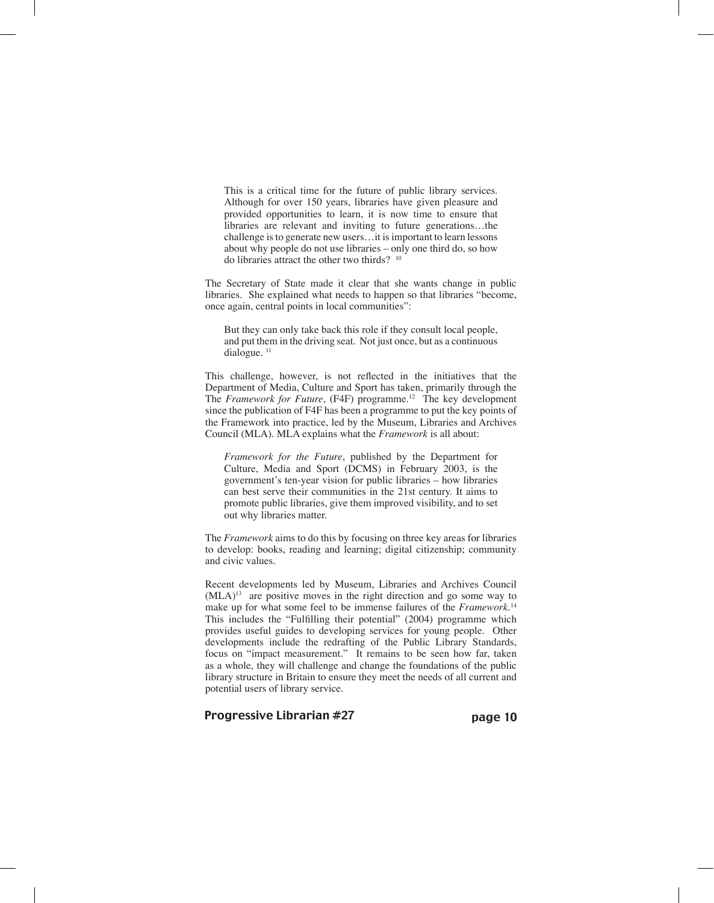> This is a critical time for the future of public library services. Although for over 150 years, libraries have given pleasure and provided opportunities to learn, it is now time to ensure that libraries are relevant and inviting to future generations…the challenge is to generate new users…it is important to learn lessons about why people do not use libraries – only one third do, so how do libraries attract the other two thirds? [10]

The Secretary of State made it clear that she wants change in public libraries. She explained what needs to happen so that libraries "become, once again, central points in local communities":

> But they can only take back this role if they consult local people, and put them in the driving seat. Not just once, but as a continuous dialogue. [11]

This challenge, however, is not reflected in the initiatives that the Department of Media, Culture and Sport has taken, primarily through the The *Framework for Future*, (F4F) programme.[12] The key development since the publication of F4F has been a programme to put the key points of the Framework into practice, led by the Museum, Libraries and Archives Council (MLA). MLA explains what the *Framework* is all about:

> *Framework for the Future*, published by the Department for Culture, Media and Sport (DCMS) in February 2003, is the government's ten-year vision for public libraries – how libraries can best serve their communities in the 21st century. It aims to promote public libraries, give them improved visibility, and to set out why libraries matter.

The *Framework* aims to do this by focusing on three key areas for libraries to develop: books, reading and learning; digital citizenship; community and civic values.

Recent developments led by Museum, Libraries and Archives Council (MLA)[13] are positive moves in the right direction and go some way to make up for what some feel to be immense failures of the *Framework*.[14] This includes the "Fulfilling their potential" (2004) programme which provides useful guides to developing services for young people. Other developments include the redrafting of the Public Library Standards, focus on "impact measurement." It remains to be seen how far, taken as a whole, they will challenge and change the foundations of the public library structure in Britain to ensure they meet the needs of all current and potential users of library service.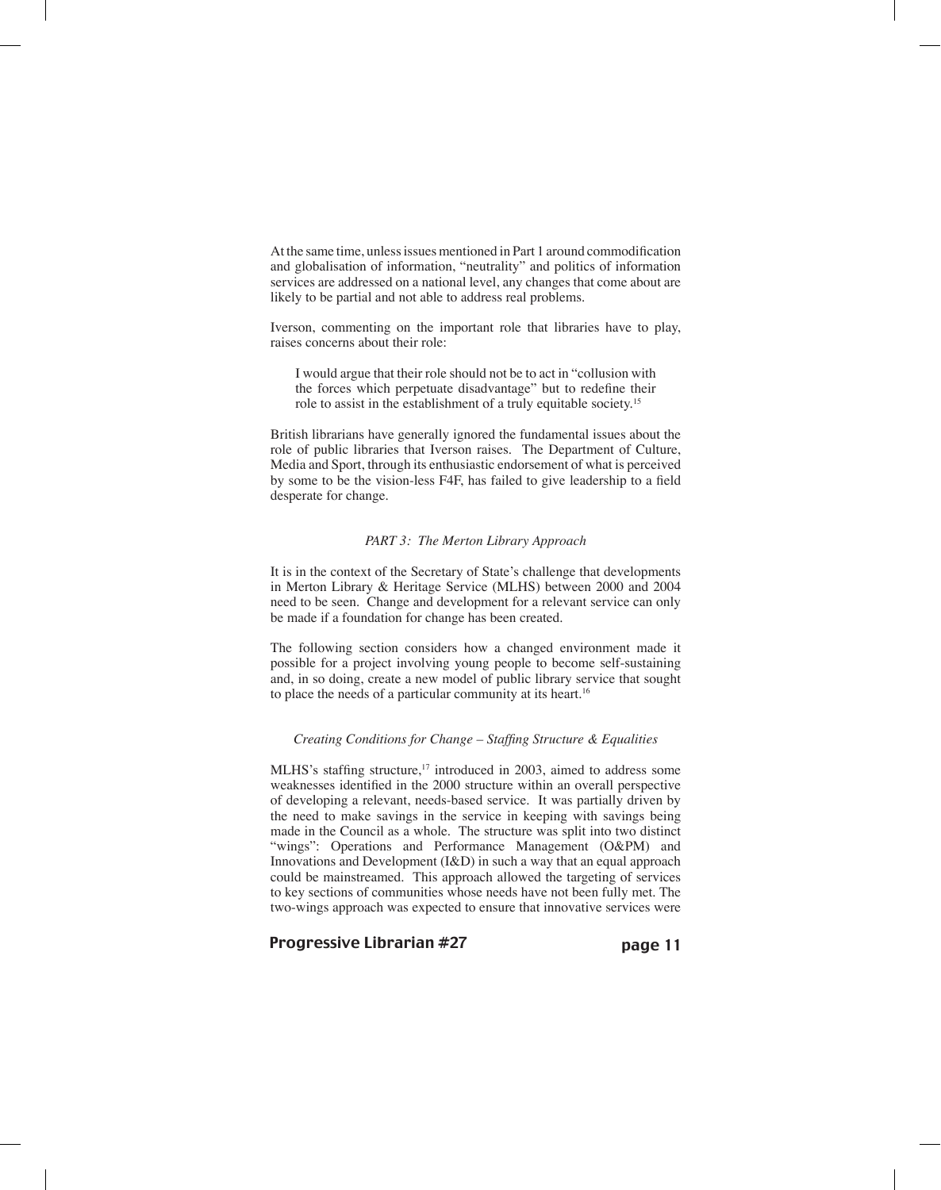At the same time, unless issues mentioned in Part 1 around commodification and globalisation of information, "neutrality" and politics of information services are addressed on a national level, any changes that come about are likely to be partial and not able to address real problems.

Iverson, commenting on the important role that libraries have to play, raises concerns about their role:

> I would argue that their role should not be to act in "collusion with the forces which perpetuate disadvantage" but to redefine their role to assist in the establishment of a truly equitable society.[15]

British librarians have generally ignored the fundamental issues about the role of public libraries that Iverson raises. The Department of Culture, Media and Sport, through its enthusiastic endorsement of what is perceived by some to be the vision-less F4F, has failed to give leadership to a field desperate for change.

## *PART 3: The Merton Library Approach*

It is in the context of the Secretary of State's challenge that developments in Merton Library & Heritage Service (MLHS) between 2000 and 2004 need to be seen. Change and development for a relevant service can only be made if a foundation for change has been created.

The following section considers how a changed environment made it possible for a project involving young people to become self-sustaining and, in so doing, create a new model of public library service that sought to place the needs of a particular community at its heart.[16]

### *Creating Conditions for Change – Staffing Structure & Equalities*

MLHS's staffing structure,[17] introduced in 2003, aimed to address some weaknesses identified in the 2000 structure within an overall perspective of developing a relevant, needs-based service. It was partially driven by the need to make savings in the service in keeping with savings being made in the Council as a whole. The structure was split into two distinct "wings": Operations and Performance Management (O&PM) and Innovations and Development (I&D) in such a way that an equal approach could be mainstreamed. This approach allowed the targeting of services to key sections of communities whose needs have not been fully met. The two-wings approach was expected to ensure that innovative services were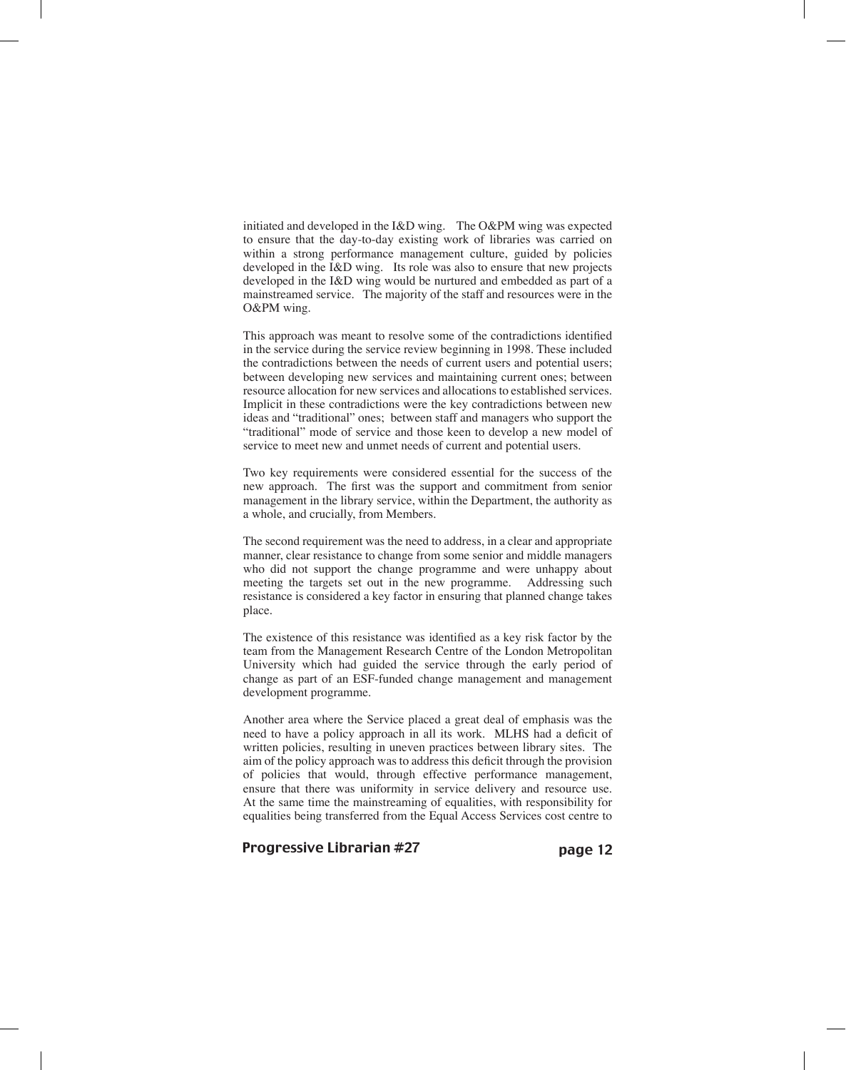initiated and developed in the I&D wing. The O&PM wing was expected to ensure that the day-to-day existing work of libraries was carried on within a strong performance management culture, guided by policies developed in the I&D wing. Its role was also to ensure that new projects developed in the I&D wing would be nurtured and embedded as part of a mainstreamed service. The majority of the staff and resources were in the O&PM wing.

This approach was meant to resolve some of the contradictions identified in the service during the service review beginning in 1998. These included the contradictions between the needs of current users and potential users; between developing new services and maintaining current ones; between resource allocation for new services and allocations to established services. Implicit in these contradictions were the key contradictions between new ideas and "traditional" ones; between staff and managers who support the "traditional" mode of service and those keen to develop a new model of service to meet new and unmet needs of current and potential users.

Two key requirements were considered essential for the success of the new approach. The first was the support and commitment from senior management in the library service, within the Department, the authority as a whole, and crucially, from Members.

The second requirement was the need to address, in a clear and appropriate manner, clear resistance to change from some senior and middle managers who did not support the change programme and were unhappy about meeting the targets set out in the new programme. Addressing such resistance is considered a key factor in ensuring that planned change takes place.

The existence of this resistance was identified as a key risk factor by the team from the Management Research Centre of the London Metropolitan University which had guided the service through the early period of change as part of an ESF-funded change management and management development programme.

Another area where the Service placed a great deal of emphasis was the need to have a policy approach in all its work. MLHS had a deficit of written policies, resulting in uneven practices between library sites. The aim of the policy approach was to address this deficit through the provision of policies that would, through effective performance management, ensure that there was uniformity in service delivery and resource use. At the same time the mainstreaming of equalities, with responsibility for equalities being transferred from the Equal Access Services cost centre to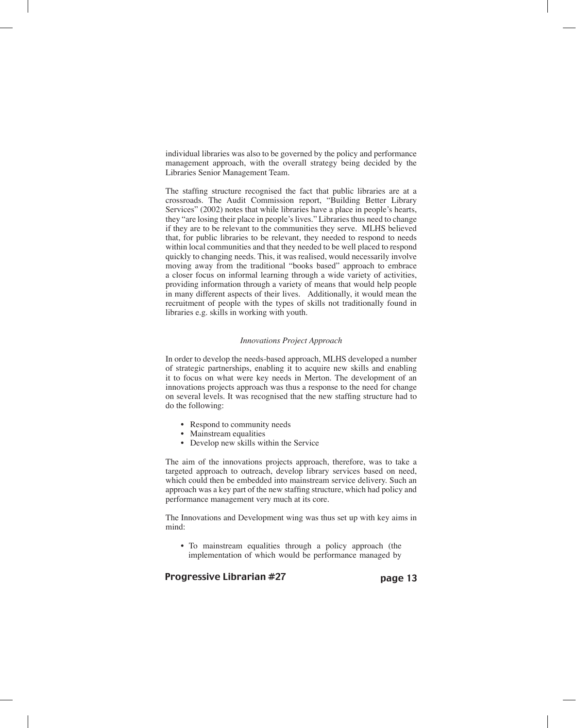individual libraries was also to be governed by the policy and performance management approach, with the overall strategy being decided by the Libraries Senior Management Team.

The staffing structure recognised the fact that public libraries are at a crossroads. The Audit Commission report, "Building Better Library Services" (2002) notes that while libraries have a place in people's hearts, they "are losing their place in people's lives." Libraries thus need to change if they are to be relevant to the communities they serve. MLHS believed that, for public libraries to be relevant, they needed to respond to needs within local communities and that they needed to be well placed to respond quickly to changing needs. This, it was realised, would necessarily involve moving away from the traditional "books based" approach to embrace a closer focus on informal learning through a wide variety of activities, providing information through a variety of means that would help people in many different aspects of their lives. Additionally, it would mean the recruitment of people with the types of skills not traditionally found in libraries e.g. skills in working with youth.

*Innovations Project Approach*

In order to develop the needs-based approach, MLHS developed a number of strategic partnerships, enabling it to acquire new skills and enabling it to focus on what were key needs in Merton. The development of an innovations projects approach was thus a response to the need for change on several levels. It was recognised that the new staffing structure had to do the following:

- Respond to community needs
- Mainstream equalities
- Develop new skills within the Service

The aim of the innovations projects approach, therefore, was to take a targeted approach to outreach, develop library services based on need, which could then be embedded into mainstream service delivery. Such an approach was a key part of the new staffing structure, which had policy and performance management very much at its core.

The Innovations and Development wing was thus set up with key aims in mind:

- To mainstream equalities through a policy approach (the implementation of which would be performance managed by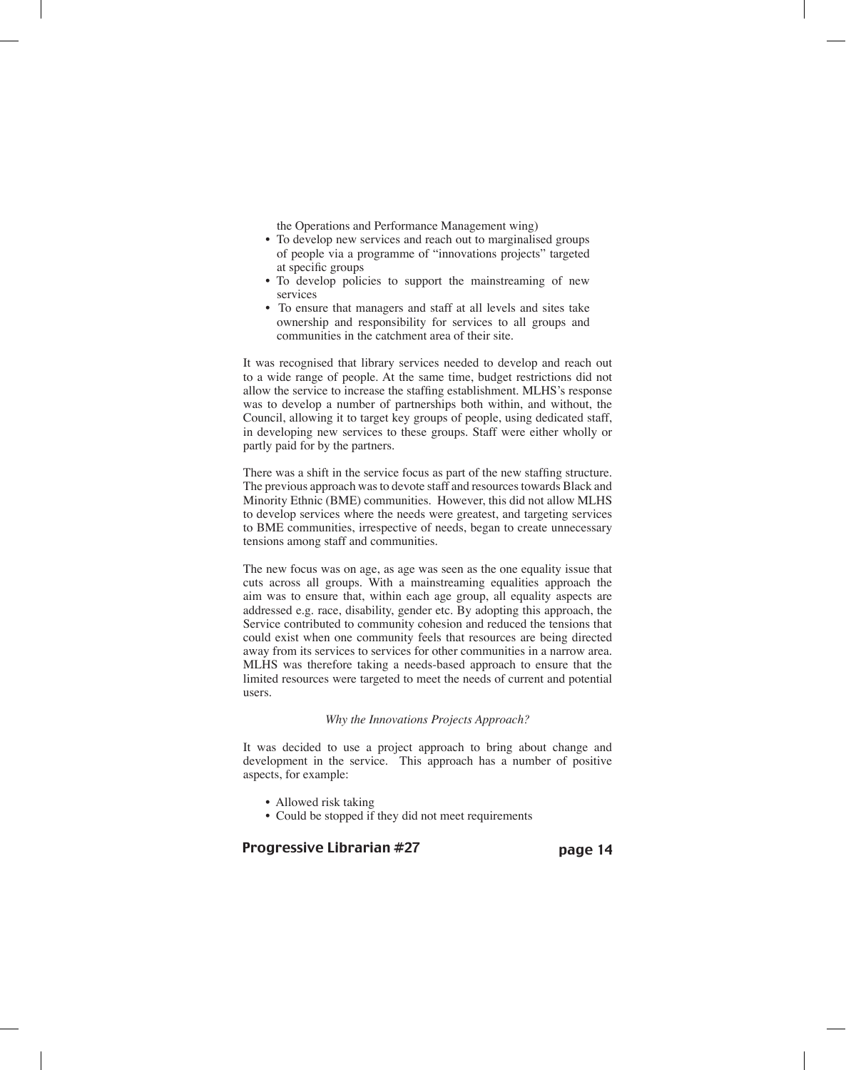the Operations and Performance Management wing)

- To develop new services and reach out to marginalised groups of people via a programme of "innovations projects" targeted at specific groups
- To develop policies to support the mainstreaming of new services
- To ensure that managers and staff at all levels and sites take ownership and responsibility for services to all groups and communities in the catchment area of their site.

It was recognised that library services needed to develop and reach out to a wide range of people. At the same time, budget restrictions did not allow the service to increase the staffing establishment. MLHS's response was to develop a number of partnerships both within, and without, the Council, allowing it to target key groups of people, using dedicated staff, in developing new services to these groups. Staff were either wholly or partly paid for by the partners.

There was a shift in the service focus as part of the new staffing structure. The previous approach was to devote staff and resources towards Black and Minority Ethnic (BME) communities. However, this did not allow MLHS to develop services where the needs were greatest, and targeting services to BME communities, irrespective of needs, began to create unnecessary tensions among staff and communities.

The new focus was on age, as age was seen as the one equality issue that cuts across all groups. With a mainstreaming equalities approach the aim was to ensure that, within each age group, all equality aspects are addressed e.g. race, disability, gender etc. By adopting this approach, the Service contributed to community cohesion and reduced the tensions that could exist when one community feels that resources are being directed away from its services to services for other communities in a narrow area. MLHS was therefore taking a needs-based approach to ensure that the limited resources were targeted to meet the needs of current and potential users.

*Why the Innovations Projects Approach?*

It was decided to use a project approach to bring about change and development in the service. This approach has a number of positive aspects, for example:

- Allowed risk taking
- Could be stopped if they did not meet requirements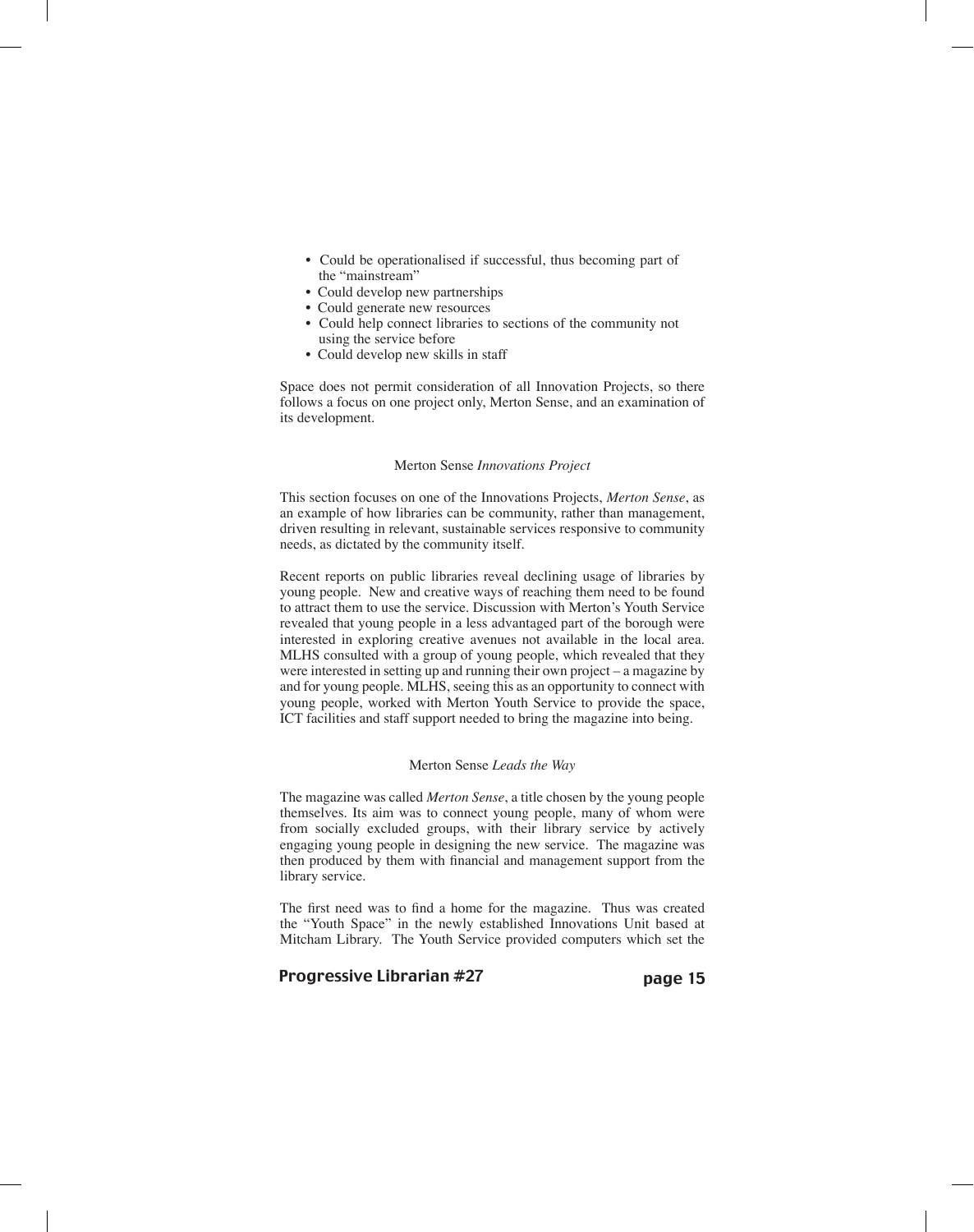- Could be operationalised if successful, thus becoming part of the "mainstream"
- Could develop new partnerships
- Could generate new resources
- Could help connect libraries to sections of the community not using the service before
- Could develop new skills in staff

Space does not permit consideration of all Innovation Projects, so there follows a focus on one project only, Merton Sense, and an examination of its development.

### Merton Sense *Innovations Project*

This section focuses on one of the Innovations Projects, *Merton Sense*, as an example of how libraries can be community, rather than management, driven resulting in relevant, sustainable services responsive to community needs, as dictated by the community itself.

Recent reports on public libraries reveal declining usage of libraries by young people. New and creative ways of reaching them need to be found to attract them to use the service. Discussion with Merton's Youth Service revealed that young people in a less advantaged part of the borough were interested in exploring creative avenues not available in the local area. MLHS consulted with a group of young people, which revealed that they were interested in setting up and running their own project – a magazine by and for young people. MLHS, seeing this as an opportunity to connect with young people, worked with Merton Youth Service to provide the space, ICT facilities and staff support needed to bring the magazine into being.

### Merton Sense *Leads the Way*

The magazine was called *Merton Sense*, a title chosen by the young people themselves. Its aim was to connect young people, many of whom were from socially excluded groups, with their library service by actively engaging young people in designing the new service. The magazine was then produced by them with financial and management support from the library service.

The first need was to find a home for the magazine. Thus was created the "Youth Space" in the newly established Innovations Unit based at Mitcham Library. The Youth Service provided computers which set the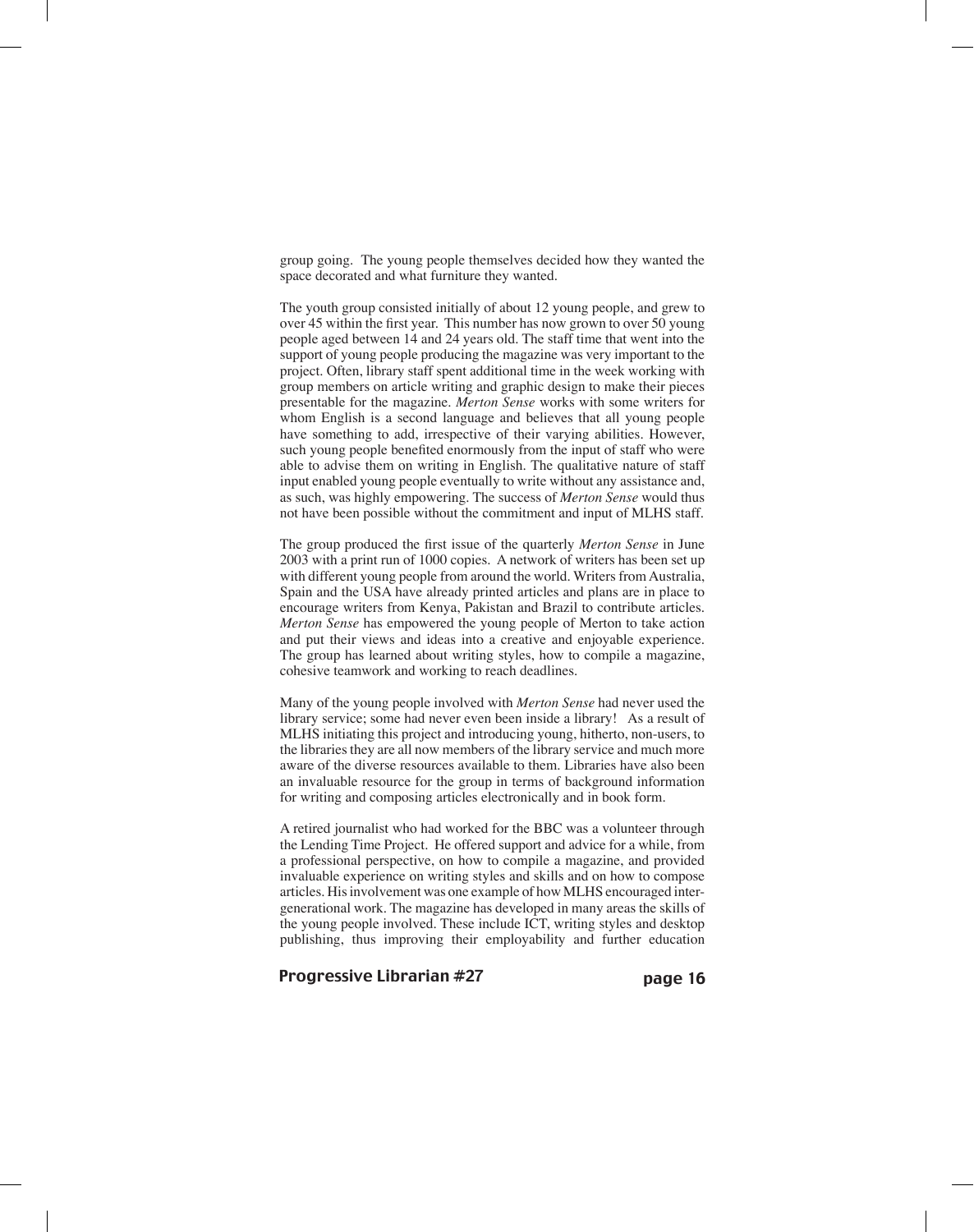group going. The young people themselves decided how they wanted the space decorated and what furniture they wanted.

The youth group consisted initially of about 12 young people, and grew to over 45 within the first year. This number has now grown to over 50 young people aged between 14 and 24 years old. The staff time that went into the support of young people producing the magazine was very important to the project. Often, library staff spent additional time in the week working with group members on article writing and graphic design to make their pieces presentable for the magazine. *Merton Sense* works with some writers for whom English is a second language and believes that all young people have something to add, irrespective of their varying abilities. However, such young people benefited enormously from the input of staff who were able to advise them on writing in English. The qualitative nature of staff input enabled young people eventually to write without any assistance and, as such, was highly empowering. The success of *Merton Sense* would thus not have been possible without the commitment and input of MLHS staff.

The group produced the first issue of the quarterly *Merton Sense* in June 2003 with a print run of 1000 copies. A network of writers has been set up with different young people from around the world. Writers from Australia, Spain and the USA have already printed articles and plans are in place to encourage writers from Kenya, Pakistan and Brazil to contribute articles. *Merton Sense* has empowered the young people of Merton to take action and put their views and ideas into a creative and enjoyable experience. The group has learned about writing styles, how to compile a magazine, cohesive teamwork and working to reach deadlines.

Many of the young people involved with *Merton Sense* had never used the library service; some had never even been inside a library! As a result of MLHS initiating this project and introducing young, hitherto, non-users, to the libraries they are all now members of the library service and much more aware of the diverse resources available to them. Libraries have also been an invaluable resource for the group in terms of background information for writing and composing articles electronically and in book form.

A retired journalist who had worked for the BBC was a volunteer through the Lending Time Project. He offered support and advice for a while, from a professional perspective, on how to compile a magazine, and provided invaluable experience on writing styles and skills and on how to compose articles. His involvement was one example of how MLHS encouraged inter-generational work. The magazine has developed in many areas the skills of the young people involved. These include ICT, writing styles and desktop publishing, thus improving their employability and further education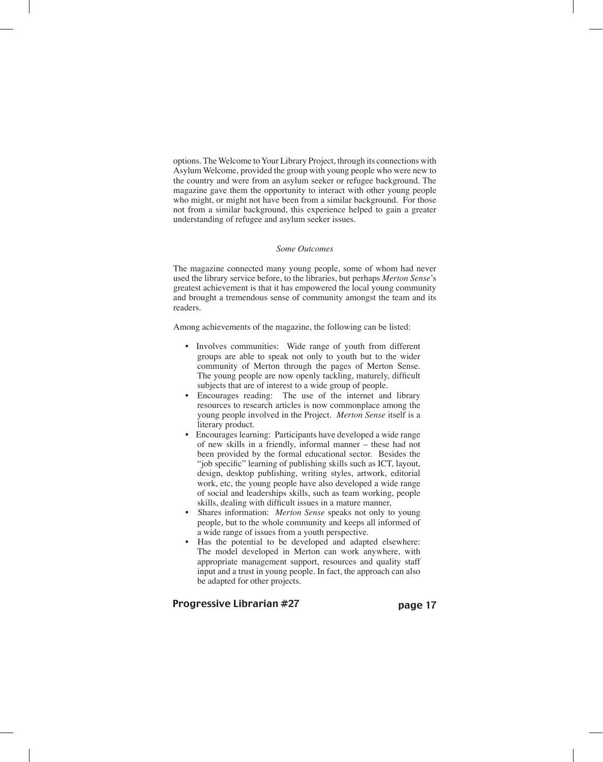options. The Welcome to Your Library Project, through its connections with Asylum Welcome, provided the group with young people who were new to the country and were from an asylum seeker or refugee background. The magazine gave them the opportunity to interact with other young people who might, or might not have been from a similar background. For those not from a similar background, this experience helped to gain a greater understanding of refugee and asylum seeker issues.

*Some Outcomes*

The magazine connected many young people, some of whom had never used the library service before, to the libraries, but perhaps *Merton Sense*'s greatest achievement is that it has empowered the local young community and brought a tremendous sense of community amongst the team and its readers.

Among achievements of the magazine, the following can be listed:

- Involves communities: Wide range of youth from different groups are able to speak not only to youth but to the wider community of Merton through the pages of Merton Sense. The young people are now openly tackling, maturely, difficult subjects that are of interest to a wide group of people.
- Encourages reading: The use of the internet and library resources to research articles is now commonplace among the young people involved in the Project. *Merton Sense* itself is a literary product.
- Encourages learning: Participants have developed a wide range of new skills in a friendly, informal manner – these had not been provided by the formal educational sector. Besides the "job specific" learning of publishing skills such as ICT, layout, design, desktop publishing, writing styles, artwork, editorial work, etc, the young people have also developed a wide range of social and leaderships skills, such as team working, people skills, dealing with difficult issues in a mature manner,
- Shares information: *Merton Sense* speaks not only to young people, but to the whole community and keeps all informed of a wide range of issues from a youth perspective.
- Has the potential to be developed and adapted elsewhere: The model developed in Merton can work anywhere, with appropriate management support, resources and quality staff input and a trust in young people. In fact, the approach can also be adapted for other projects.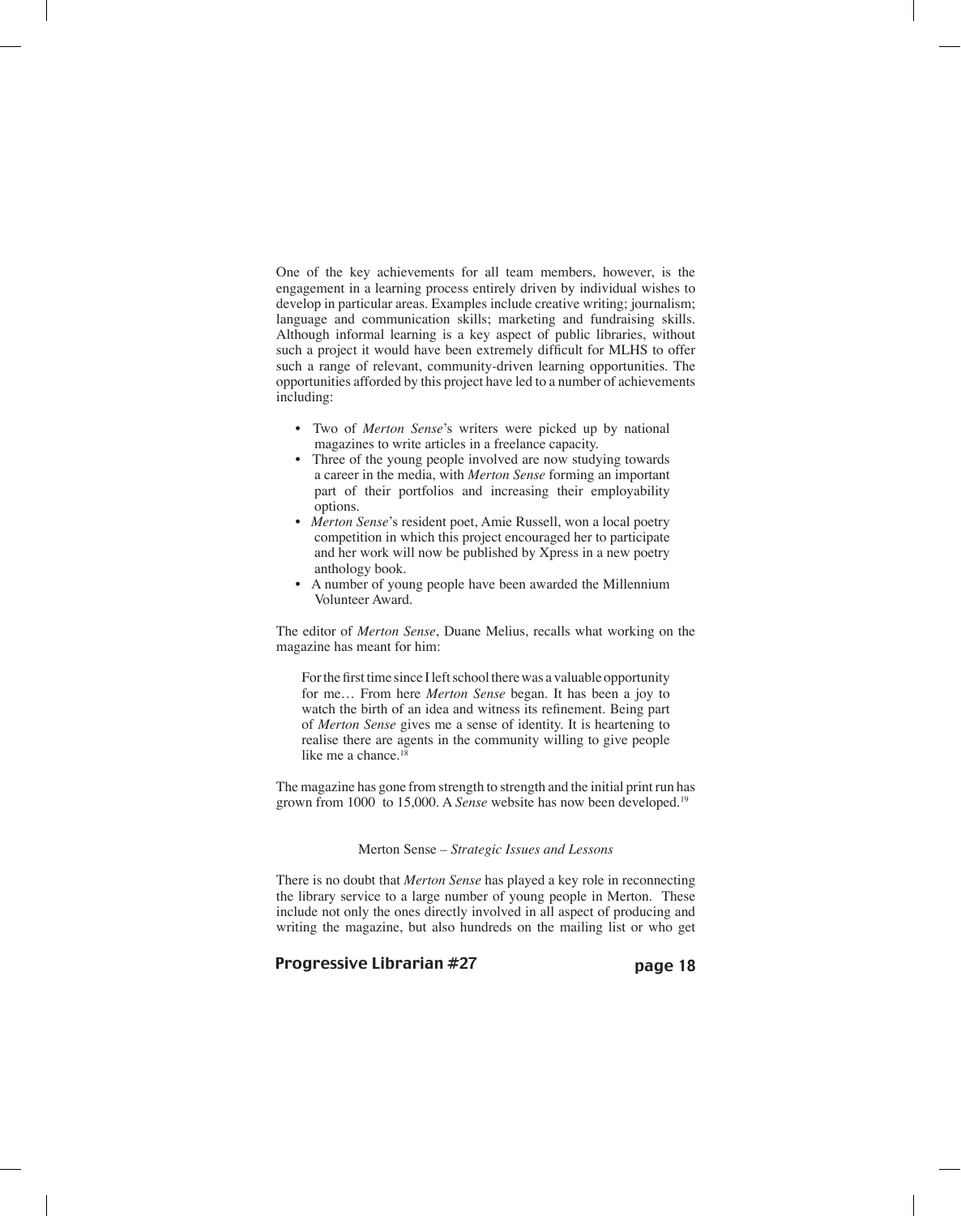One of the key achievements for all team members, however, is the engagement in a learning process entirely driven by individual wishes to develop in particular areas. Examples include creative writing; journalism; language and communication skills; marketing and fundraising skills. Although informal learning is a key aspect of public libraries, without such a project it would have been extremely difficult for MLHS to offer such a range of relevant, community-driven learning opportunities. The opportunities afforded by this project have led to a number of achievements including:

- Two of *Merton Sense*'s writers were picked up by national magazines to write articles in a freelance capacity.
- Three of the young people involved are now studying towards a career in the media, with *Merton Sense* forming an important part of their portfolios and increasing their employability options.
- *Merton Sense*'s resident poet, Amie Russell, won a local poetry competition in which this project encouraged her to participate and her work will now be published by Xpress in a new poetry anthology book.
- A number of young people have been awarded the Millennium Volunteer Award.

The editor of *Merton Sense*, Duane Melius, recalls what working on the magazine has meant for him:

> For the first time since I left school there was a valuable opportunity for me… From here *Merton Sense* began. It has been a joy to watch the birth of an idea and witness its refinement. Being part of *Merton Sense* gives me a sense of identity. It is heartening to realise there are agents in the community willing to give people like me a chance.[18]

The magazine has gone from strength to strength and the initial print run has grown from 1000 to 15,000. A *Sense* website has now been developed.[19]

### Merton Sense – *Strategic Issues and Lessons*

There is no doubt that *Merton Sense* has played a key role in reconnecting the library service to a large number of young people in Merton. These include not only the ones directly involved in all aspect of producing and writing the magazine, but also hundreds on the mailing list or who get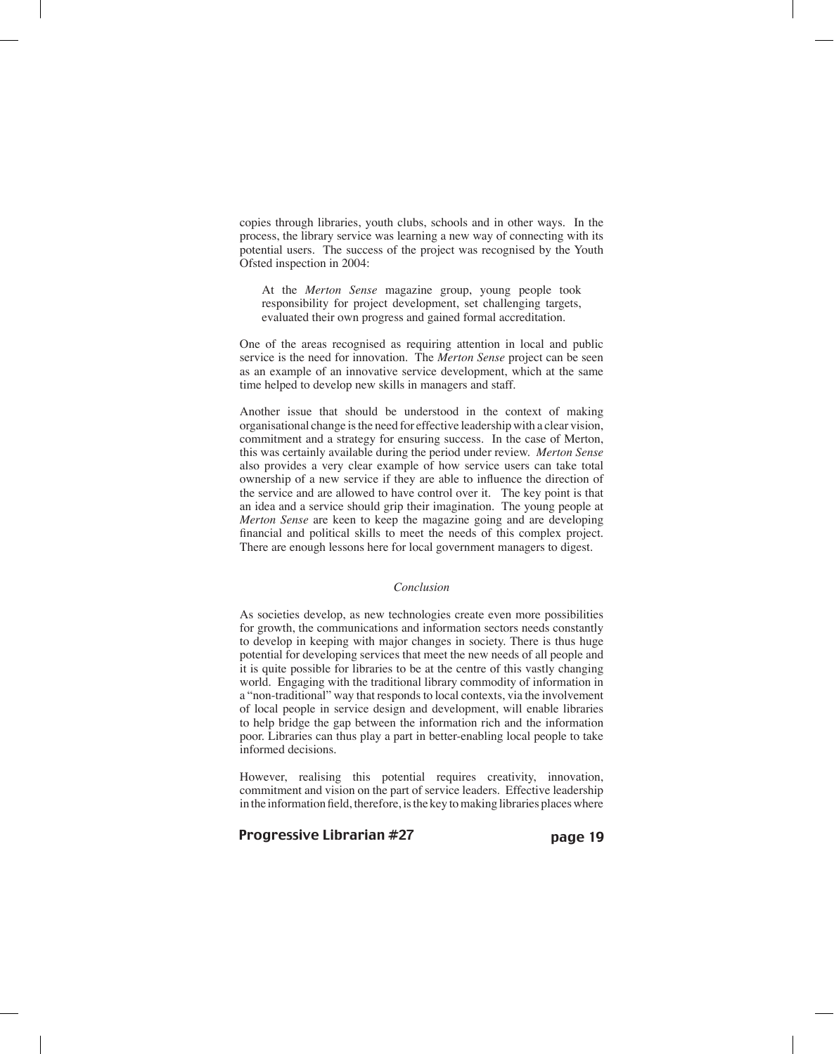copies through libraries, youth clubs, schools and in other ways. In the process, the library service was learning a new way of connecting with its potential users. The success of the project was recognised by the Youth Ofsted inspection in 2004:

> At the *Merton Sense* magazine group, young people took responsibility for project development, set challenging targets, evaluated their own progress and gained formal accreditation.

One of the areas recognised as requiring attention in local and public service is the need for innovation. The *Merton Sense* project can be seen as an example of an innovative service development, which at the same time helped to develop new skills in managers and staff.

Another issue that should be understood in the context of making organisational change is the need for effective leadership with a clear vision, commitment and a strategy for ensuring success. In the case of Merton, this was certainly available during the period under review. *Merton Sense* also provides a very clear example of how service users can take total ownership of a new service if they are able to influence the direction of the service and are allowed to have control over it. The key point is that an idea and a service should grip their imagination. The young people at *Merton Sense* are keen to keep the magazine going and are developing financial and political skills to meet the needs of this complex project. There are enough lessons here for local government managers to digest.

## *Conclusion*

As societies develop, as new technologies create even more possibilities for growth, the communications and information sectors needs constantly to develop in keeping with major changes in society. There is thus huge potential for developing services that meet the new needs of all people and it is quite possible for libraries to be at the centre of this vastly changing world. Engaging with the traditional library commodity of information in a "non-traditional" way that responds to local contexts, via the involvement of local people in service design and development, will enable libraries to help bridge the gap between the information rich and the information poor. Libraries can thus play a part in better-enabling local people to take informed decisions.

However, realising this potential requires creativity, innovation, commitment and vision on the part of service leaders. Effective leadership in the information field, therefore, is the key to making libraries places where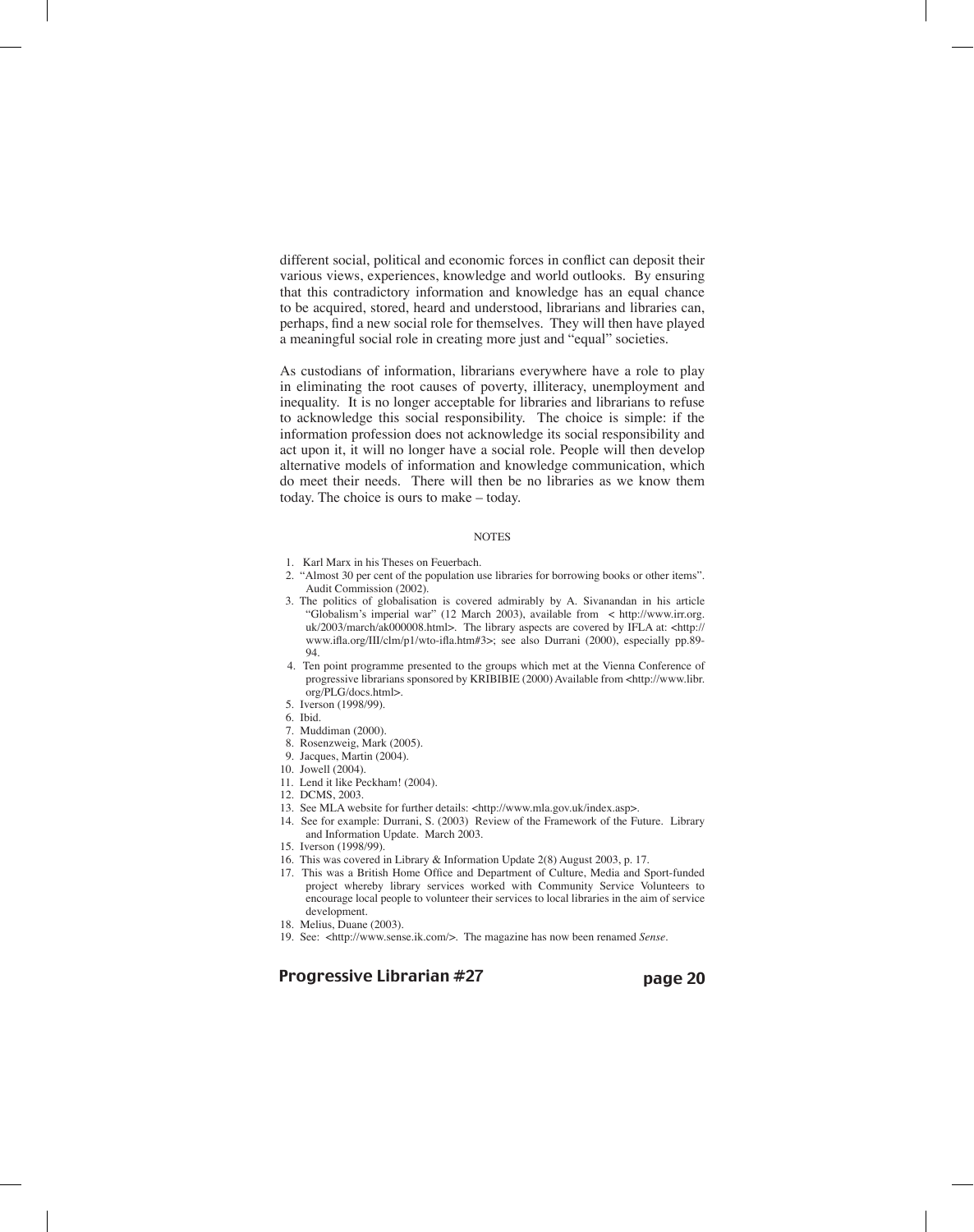different social, political and economic forces in conflict can deposit their various views, experiences, knowledge and world outlooks. By ensuring that this contradictory information and knowledge has an equal chance to be acquired, stored, heard and understood, librarians and libraries can, perhaps, find a new social role for themselves. They will then have played a meaningful social role in creating more just and "equal" societies.

As custodians of information, librarians everywhere have a role to play in eliminating the root causes of poverty, illiteracy, unemployment and inequality. It is no longer acceptable for libraries and librarians to refuse to acknowledge this social responsibility. The choice is simple: if the information profession does not acknowledge its social responsibility and act upon it, it will no longer have a social role. People will then develop alternative models of information and knowledge communication, which do meet their needs. There will then be no libraries as we know them today. The choice is ours to make – today.

## NOTES

1. Karl Marx in his Theses on Feuerbach.
2. "Almost 30 per cent of the population use libraries for borrowing books or other items". Audit Commission (2002).
3. The politics of globalisation is covered admirably by A. Sivanandan in his article "Globalism's imperial war" (12 March 2003), available from < http://www.irr.org.uk/2003/march/ak000008.html>. The library aspects are covered by IFLA at: <http://www.ifla.org/III/clm/p1/wto-ifla.htm#3>; see also Durrani (2000), especially pp.89-94.
4. Ten point programme presented to the groups which met at the Vienna Conference of progressive librarians sponsored by KRIBIBIE (2000) Available from <http://www.libr.org/PLG/docs.html>.
5. Iverson (1998/99).
6. Ibid.
7. Muddiman (2000).
8. Rosenzweig, Mark (2005).
9. Jacques, Martin (2004).
10. Jowell (2004).
11. Lend it like Peckham! (2004).
12. DCMS, 2003.
13. See MLA website for further details: <http://www.mla.gov.uk/index.asp>.
14. See for example: Durrani, S. (2003) Review of the Framework of the Future. Library and Information Update. March 2003.
15. Iverson (1998/99).
16. This was covered in Library & Information Update 2(8) August 2003, p. 17.
17. This was a British Home Office and Department of Culture, Media and Sport-funded project whereby library services worked with Community Service Volunteers to encourage local people to volunteer their services to local libraries in the aim of service development.
18. Melius, Duane (2003).
19. See: <http://www.sense.ik.com/>. The magazine has now been renamed *Sense*.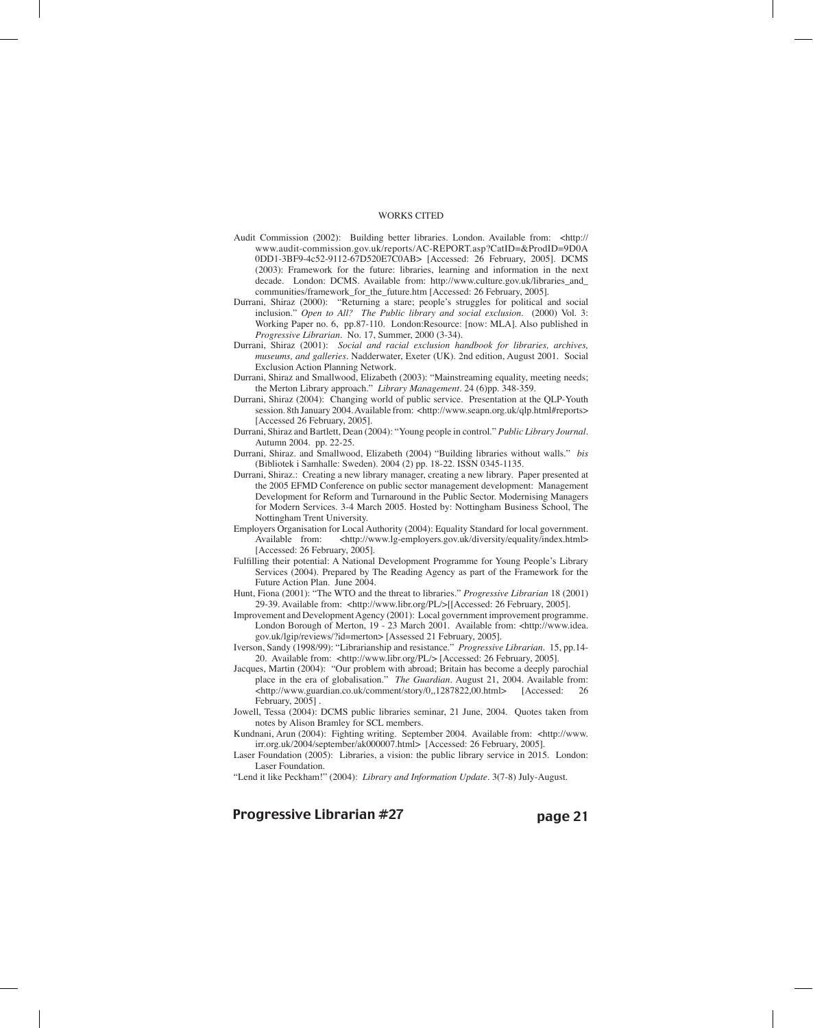## WORKS CITED

Audit Commission (2002): Building better libraries. London. Available from: <http://www.audit-commission.gov.uk/reports/AC-REPORT.asp?CatID=&ProdID=9D0A0DD1-3BF9-4c52-9112-67D520E7C0AB> [Accessed: 26 February, 2005]. DCMS (2003): Framework for the future: libraries, learning and information in the next decade. London: DCMS. Available from: http://www.culture.gov.uk/libraries_and_communities/framework_for_the_future.htm [Accessed: 26 February, 2005].

Durrani, Shiraz (2000): "Returning a stare; people's struggles for political and social inclusion." *Open to All? The Public library and social exclusion*. (2000) Vol. 3: Working Paper no. 6, pp.87-110. London:Resource: [now: MLA]. Also published in *Progressive Librarian*. No. 17, Summer, 2000 (3-34).

Durrani, Shiraz (2001): *Social and racial exclusion handbook for libraries, archives, museums, and galleries*. Nadderwater, Exeter (UK). 2nd edition, August 2001. Social Exclusion Action Planning Network.

Durrani, Shiraz and Smallwood, Elizabeth (2003): "Mainstreaming equality, meeting needs; the Merton Library approach." *Library Management*. 24 (6)pp. 348-359.

Durrani, Shiraz (2004): Changing world of public service. Presentation at the QLP-Youth session. 8th January 2004. Available from: <http://www.seapn.org.uk/qlp.html#reports> [Accessed 26 February, 2005].

Durrani, Shiraz and Bartlett, Dean (2004): "Young people in control." *Public Library Journal*. Autumn 2004. pp. 22-25.

Durrani, Shiraz. and Smallwood, Elizabeth (2004) "Building libraries without walls." *bis* (Bibliotek i Samhalle: Sweden). 2004 (2) pp. 18-22. ISSN 0345-1135.

Durrani, Shiraz.: Creating a new library manager, creating a new library. Paper presented at the 2005 EFMD Conference on public sector management development: Management Development for Reform and Turnaround in the Public Sector. Modernising Managers for Modern Services. 3-4 March 2005. Hosted by: Nottingham Business School, The Nottingham Trent University.

Employers Organisation for Local Authority (2004): Equality Standard for local government. Available from: <http://www.lg-employers.gov.uk/diversity/equality/index.html> [Accessed: 26 February, 2005].

Fulfilling their potential: A National Development Programme for Young People's Library Services (2004). Prepared by The Reading Agency as part of the Framework for the Future Action Plan. June 2004.

Hunt, Fiona (2001): "The WTO and the threat to libraries." *Progressive Librarian* 18 (2001) 29-39. Available from: <http://www.libr.org/PL/>[[Accessed: 26 February, 2005].

Improvement and Development Agency (2001): Local government improvement programme. London Borough of Merton, 19 - 23 March 2001. Available from: <http://www.idea.gov.uk/lgip/reviews/?id=merton> [Assessed 21 February, 2005].

Iverson, Sandy (1998/99): "Librarianship and resistance." *Progressive Librarian*. 15, pp.14-20. Available from: <http://www.libr.org/PL/> [Accessed: 26 February, 2005].

Jacques, Martin (2004): "Our problem with abroad; Britain has become a deeply parochial place in the era of globalisation." *The Guardian*. August 21, 2004. Available from: <http://www.guardian.co.uk/comment/story/0,,1287822,00.html> [Accessed: 26 February, 2005] .

Jowell, Tessa (2004): DCMS public libraries seminar, 21 June, 2004. Quotes taken from notes by Alison Bramley for SCL members.

Kundnani, Arun (2004): Fighting writing. September 2004. Available from: <http://www.irr.org.uk/2004/september/ak000007.html> [Accessed: 26 February, 2005].

Laser Foundation (2005): Libraries, a vision: the public library service in 2015. London: Laser Foundation.

"Lend it like Peckham!" (2004): *Library and Information Update*. 3(7-8) July-August.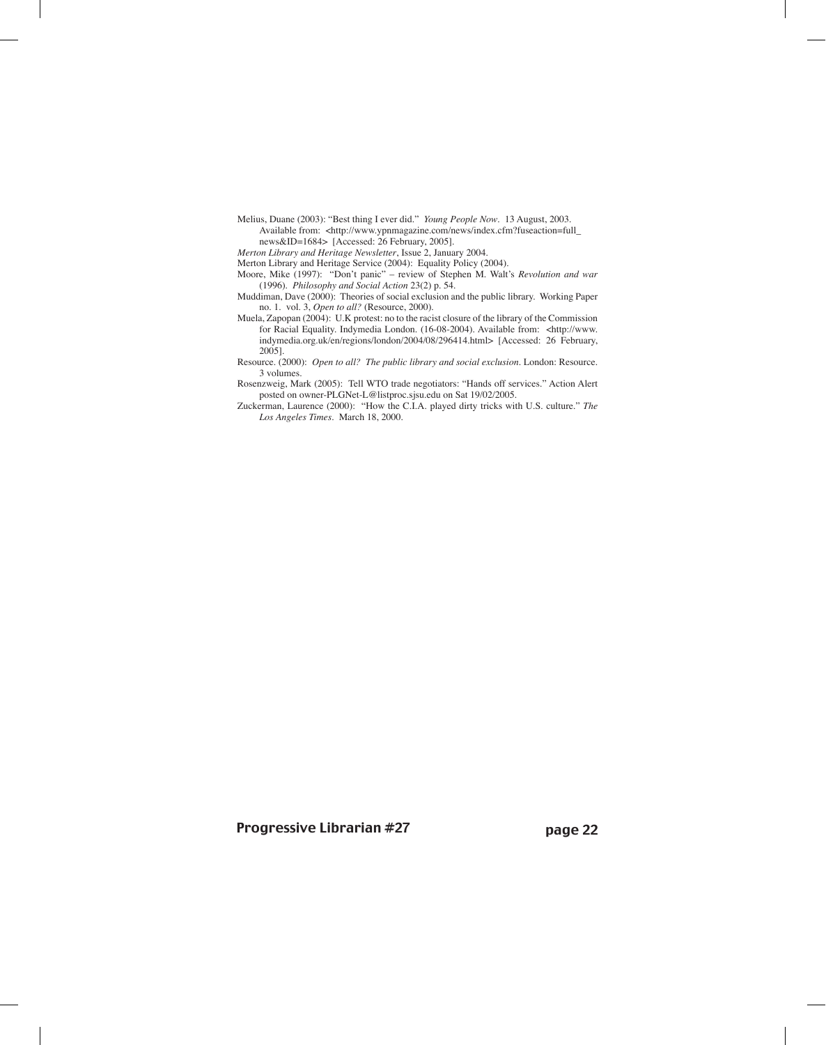Melius, Duane (2003): "Best thing I ever did." *Young People Now*. 13 August, 2003. Available from: <http://www.ypnmagazine.com/news/index.cfm?fuseaction=full_news&ID=1684> [Accessed: 26 February, 2005].

*Merton Library and Heritage Newsletter*, Issue 2, January 2004.

Merton Library and Heritage Service (2004): Equality Policy (2004).

Moore, Mike (1997): "Don't panic" – review of Stephen M. Walt's *Revolution and war* (1996). *Philosophy and Social Action* 23(2) p. 54.

Muddiman, Dave (2000): Theories of social exclusion and the public library. Working Paper no. 1. vol. 3, *Open to all?* (Resource, 2000).

Muela, Zapopan (2004): U.K protest: no to the racist closure of the library of the Commission for Racial Equality. Indymedia London. (16-08-2004). Available from: <http://www.indymedia.org.uk/en/regions/london/2004/08/296414.html> [Accessed: 26 February, 2005].

Resource. (2000): *Open to all? The public library and social exclusion*. London: Resource. 3 volumes.

Rosenzweig, Mark (2005): Tell WTO trade negotiators: "Hands off services." Action Alert posted on owner-PLGNet-L@listproc.sjsu.edu on Sat 19/02/2005.

Zuckerman, Laurence (2000): "How the C.I.A. played dirty tricks with U.S. culture." *The Los Angeles Times*. March 18, 2000.